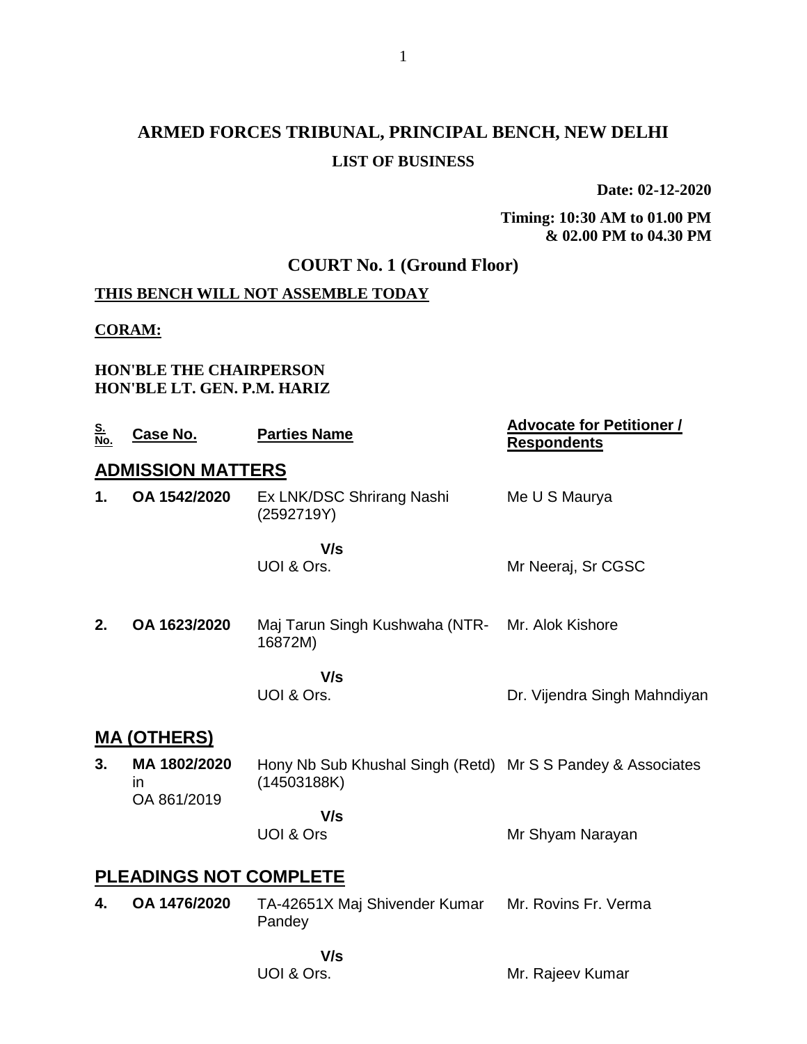# ARMED FORCES TRIBUNAL, PRINCIPAL BENCH, NEW DELHI

## LIST OF BUSINESS

**Date: 02-12-2020**

**Timing: 10:30 AM to 01.00 PM & 02.00 PM to 04.30 PM**

## COURT No. 1 (Ground Floor)

**THIS BENCH WILL NOT ASSEMBLE TODAY**

**CORAM:**

**HON'BLE THE CHAIRPERSON**
**HON'BLE LT. GEN. P.M. HARIZ**

| S. No. | Case No. | Parties Name | Advocate for Petitioner / Respondents |
|---|---|---|---|
| **ADMISSION MATTERS** | | | |
| **1.** | **OA 1542/2020** | Ex LNK/DSC Shrirang Nashi (2592719Y) | Me U S Maurya |
| | | **V/s** | |
| | | UOI & Ors. | Mr Neeraj, Sr CGSC |
| **2.** | **OA 1623/2020** | Maj Tarun Singh Kushwaha (NTR-16872M) | Mr. Alok Kishore |
| | | **V/s** | |
| | | UOI & Ors. | Dr. Vijendra Singh Mahndiyan |
| **MA (OTHERS)** | | | |
| **3.** | **MA 1802/2020** in OA 861/2019 | Hony Nb Sub Khushal Singh (Retd) (14503188K) | Mr S S Pandey & Associates |
| | | **V/s** | |
| | | UOI & Ors | Mr Shyam Narayan |
| **PLEADINGS NOT COMPLETE** | | | |
| **4.** | **OA 1476/2020** | TA-42651X Maj Shivender Kumar Pandey | Mr. Rovins Fr. Verma |
| | | **V/s** | |
| | | UOI & Ors. | Mr. Rajeev Kumar |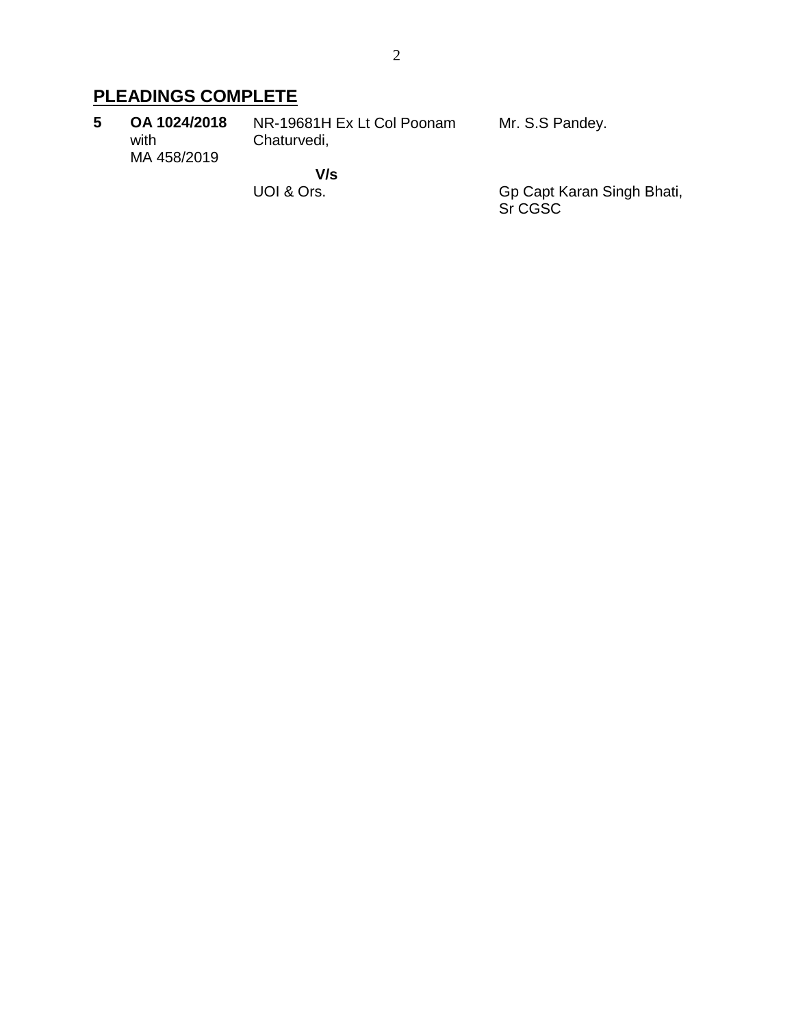## PLEADINGS COMPLETE

| | | | |
|---|---|---|---|
| **5** | **OA 1024/2018** with MA 458/2019 | NR-19681H Ex Lt Col Poonam Chaturvedi, | Mr. S.S Pandey. |
| | | **V/s** | |
| | | UOI & Ors. | Gp Capt Karan Singh Bhati, Sr CGSC |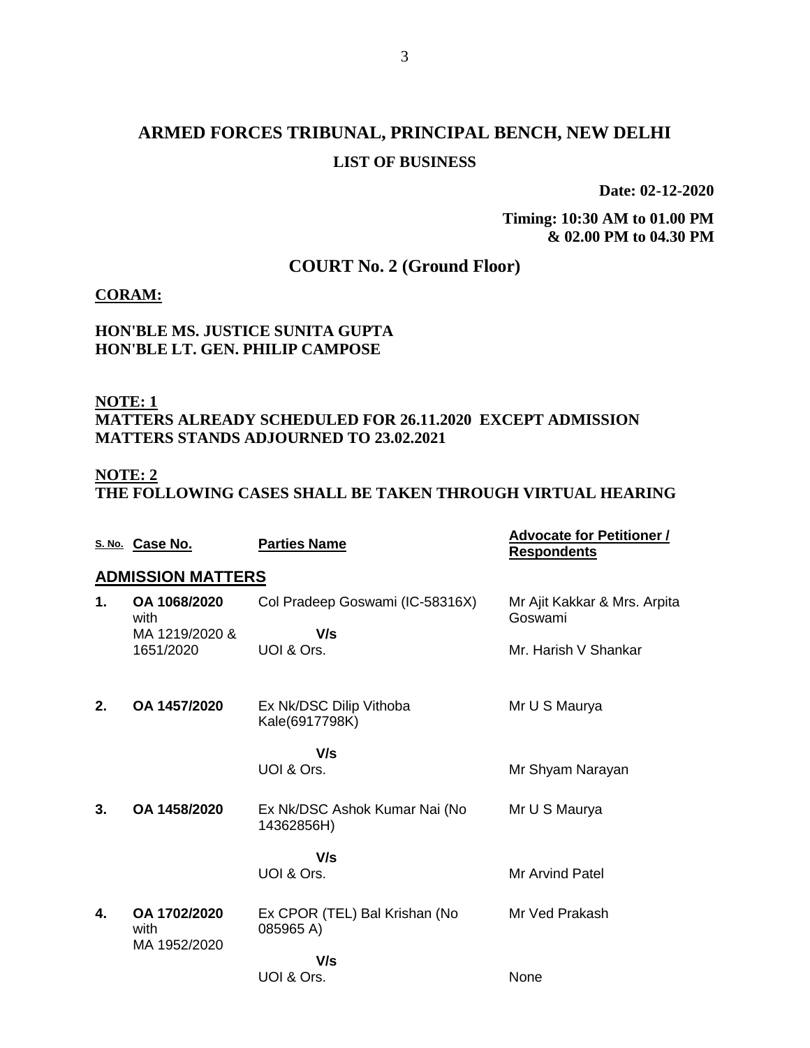# ARMED FORCES TRIBUNAL, PRINCIPAL BENCH, NEW DELHI

## LIST OF BUSINESS

**Date: 02-12-2020**

**Timing: 10:30 AM to 01.00 PM & 02.00 PM to 04.30 PM**

## COURT No. 2 (Ground Floor)

**CORAM:**

**HON'BLE MS. JUSTICE SUNITA GUPTA**
**HON'BLE LT. GEN. PHILIP CAMPOSE**

**NOTE: 1**
**MATTERS ALREADY SCHEDULED FOR 26.11.2020 EXCEPT ADMISSION MATTERS STANDS ADJOURNED TO 23.02.2021**

**NOTE: 2**
**THE FOLLOWING CASES SHALL BE TAKEN THROUGH VIRTUAL HEARING**

| S. No. | Case No. | Parties Name | Advocate for Petitioner / Respondents |
|---|---|---|---|
| **ADMISSION MATTERS** | | | |
| **1.** | **OA 1068/2020** with MA 1219/2020 & 1651/2020 | Col Pradeep Goswami (IC-58316X) **V/s** UOI & Ors. | Mr Ajit Kakkar & Mrs. Arpita Goswami / Mr. Harish V Shankar |
| **2.** | **OA 1457/2020** | Ex Nk/DSC Dilip Vithoba Kale(6917798K) **V/s** UOI & Ors. | Mr U S Maurya / Mr Shyam Narayan |
| **3.** | **OA 1458/2020** | Ex Nk/DSC Ashok Kumar Nai (No 14362856H) **V/s** UOI & Ors. | Mr U S Maurya / Mr Arvind Patel |
| **4.** | **OA 1702/2020** with MA 1952/2020 | Ex CPOR (TEL) Bal Krishan (No 085965 A) **V/s** UOI & Ors. | Mr Ved Prakash / None |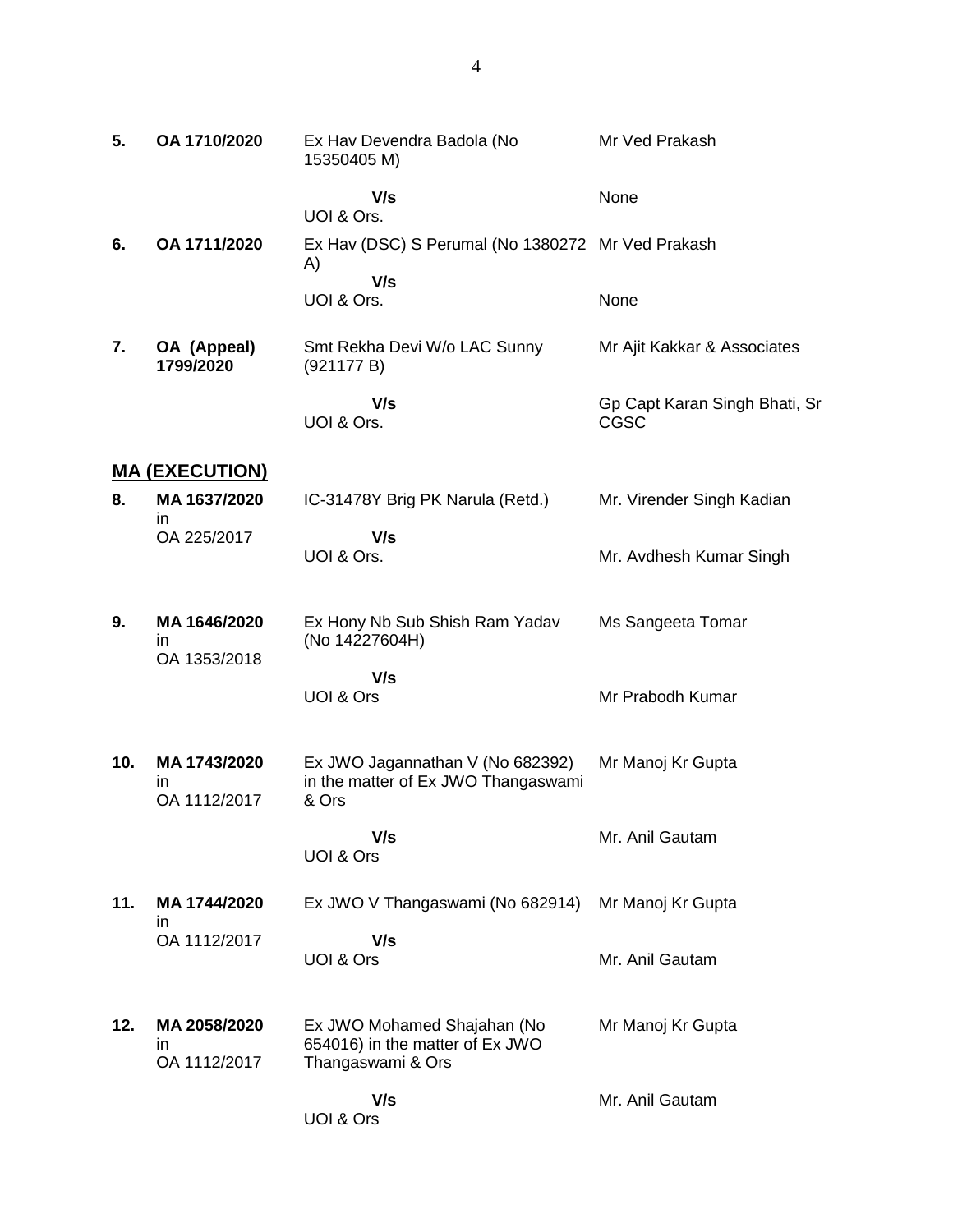| | | | |
|---|---|---|---|
| **5.** | **OA 1710/2020** | Ex Hav Devendra Badola (No 15350405 M) | Mr Ved Prakash |
| | | **V/s** UOI & Ors. | None |
| **6.** | **OA 1711/2020** | Ex Hav (DSC) S Perumal (No 1380272 A) | Mr Ved Prakash |
| | | **V/s** UOI & Ors. | None |
| **7.** | **OA (Appeal) 1799/2020** | Smt Rekha Devi W/o LAC Sunny (921177 B) | Mr Ajit Kakkar & Associates |
| | | **V/s** UOI & Ors. | Gp Capt Karan Singh Bhati, Sr CGSC |

## **MA (EXECUTION)**

| | | | |
|---|---|---|---|
| **8.** | **MA 1637/2020** in OA 225/2017 | IC-31478Y Brig PK Narula (Retd.) | Mr. Virender Singh Kadian |
| | | **V/s** UOI & Ors. | Mr. Avdhesh Kumar Singh |
| **9.** | **MA 1646/2020** in OA 1353/2018 | Ex Hony Nb Sub Shish Ram Yadav (No 14227604H) | Ms Sangeeta Tomar |
| | | **V/s** UOI & Ors | Mr Prabodh Kumar |
| **10.** | **MA 1743/2020** in OA 1112/2017 | Ex JWO Jagannathan V (No 682392) in the matter of Ex JWO Thangaswami & Ors | Mr Manoj Kr Gupta |
| | | **V/s** UOI & Ors | Mr. Anil Gautam |
| **11.** | **MA 1744/2020** in OA 1112/2017 | Ex JWO V Thangaswami (No 682914) | Mr Manoj Kr Gupta |
| | | **V/s** UOI & Ors | Mr. Anil Gautam |
| **12.** | **MA 2058/2020** in OA 1112/2017 | Ex JWO Mohamed Shajahan (No 654016) in the matter of Ex JWO Thangaswami & Ors | Mr Manoj Kr Gupta |
| | | **V/s** UOI & Ors | Mr. Anil Gautam |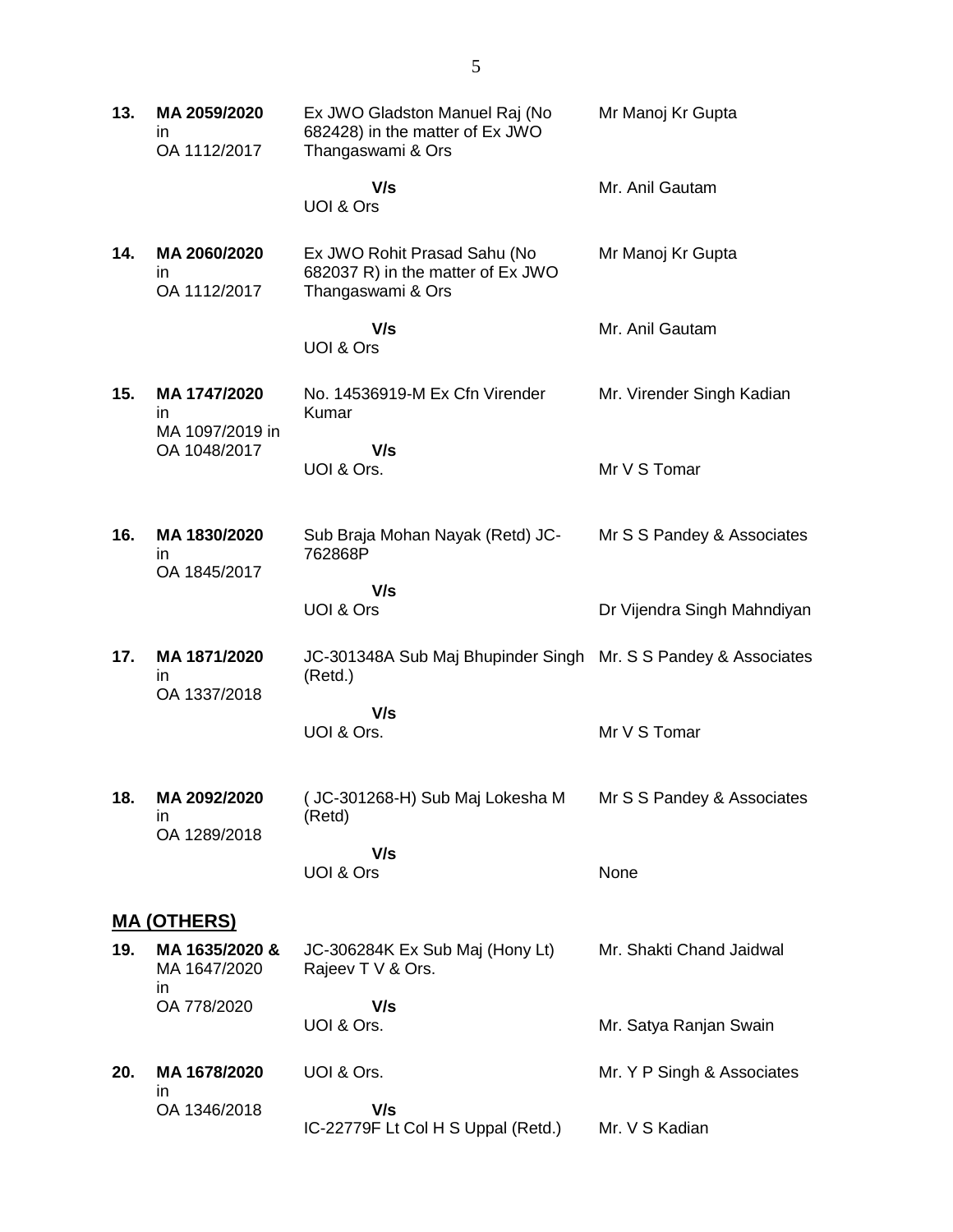| | | | |
|---|---|---|---|
| **13.** | **MA 2059/2020** in OA 1112/2017 | Ex JWO Gladston Manuel Raj (No 682428) in the matter of Ex JWO Thangaswami & Ors<br>**V/s**<br>UOI & Ors | Mr Manoj Kr Gupta<br><br>Mr. Anil Gautam |
| **14.** | **MA 2060/2020** in OA 1112/2017 | Ex JWO Rohit Prasad Sahu (No 682037 R) in the matter of Ex JWO Thangaswami & Ors<br>**V/s**<br>UOI & Ors | Mr Manoj Kr Gupta<br><br>Mr. Anil Gautam |
| **15.** | **MA 1747/2020** in MA 1097/2019 in OA 1048/2017 | No. 14536919-M Ex Cfn Virender Kumar<br>**V/s**<br>UOI & Ors. | Mr. Virender Singh Kadian<br><br>Mr V S Tomar |
| **16.** | **MA 1830/2020** in OA 1845/2017 | Sub Braja Mohan Nayak (Retd) JC-762868P<br>**V/s**<br>UOI & Ors | Mr S S Pandey & Associates<br><br>Dr Vijendra Singh Mahndiyan |
| **17.** | **MA 1871/2020** in OA 1337/2018 | JC-301348A Sub Maj Bhupinder Singh (Retd.)<br>**V/s**<br>UOI & Ors. | Mr. S S Pandey & Associates<br><br>Mr V S Tomar |
| **18.** | **MA 2092/2020** in OA 1289/2018 | ( JC-301268-H) Sub Maj Lokesha M (Retd)<br>**V/s**<br>UOI & Ors | Mr S S Pandey & Associates<br><br>None |

## MA (OTHERS)

| | | | |
|---|---|---|---|
| **19.** | **MA 1635/2020 &** MA 1647/2020 in OA 778/2020 | JC-306284K Ex Sub Maj (Hony Lt) Rajeev T V & Ors.<br>**V/s**<br>UOI & Ors. | Mr. Shakti Chand Jaidwal<br><br>Mr. Satya Ranjan Swain |
| **20.** | **MA 1678/2020** in OA 1346/2018 | UOI & Ors.<br>**V/s**<br>IC-22779F Lt Col H S Uppal (Retd.) | Mr. Y P Singh & Associates<br><br>Mr. V S Kadian |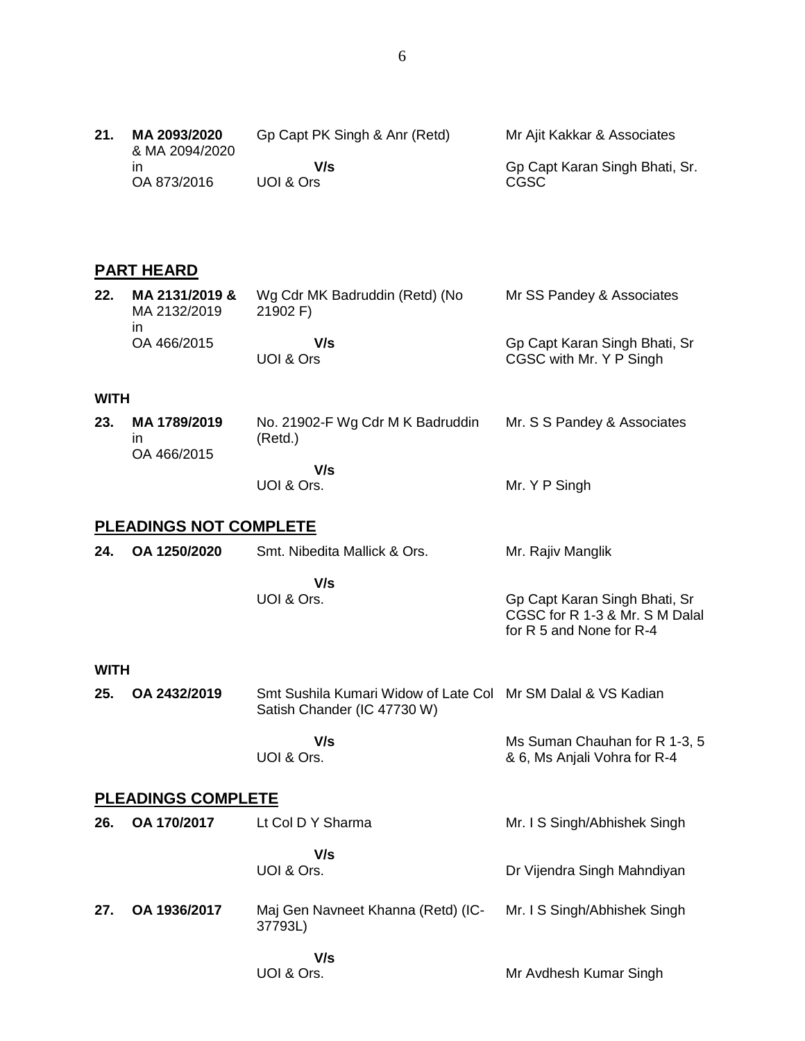| | | | |
|---|---|---|---|
| **21.** | **MA 2093/2020** & MA 2094/2020 in OA 873/2016 | Gp Capt PK Singh & Anr (Retd)<br>**V/s**<br>UOI & Ors | Mr Ajit Kakkar & Associates<br>Gp Capt Karan Singh Bhati, Sr. CGSC |

## PART HEARD

| | | | |
|---|---|---|---|
| **22.** | **MA 2131/2019 &** MA 2132/2019 in OA 466/2015 | Wg Cdr MK Badruddin (Retd) (No 21902 F)<br>**V/s**<br>UOI & Ors | Mr SS Pandey & Associates<br>Gp Capt Karan Singh Bhati, Sr CGSC with Mr. Y P Singh |

**WITH**

| | | | |
|---|---|---|---|
| **23.** | **MA 1789/2019** in OA 466/2015 | No. 21902-F Wg Cdr M K Badruddin (Retd.)<br>**V/s**<br>UOI & Ors. | Mr. S S Pandey & Associates<br>Mr. Y P Singh |

## PLEADINGS NOT COMPLETE

| | | | |
|---|---|---|---|
| **24.** | **OA 1250/2020** | Smt. Nibedita Mallick & Ors.<br>**V/s**<br>UOI & Ors. | Mr. Rajiv Manglik<br>Gp Capt Karan Singh Bhati, Sr CGSC for R 1-3 & Mr. S M Dalal for R 5 and None for R-4 |

**WITH**

| | | | |
|---|---|---|---|
| **25.** | **OA 2432/2019** | Smt Sushila Kumari Widow of Late Col Satish Chander (IC 47730 W)<br>**V/s**<br>UOI & Ors. | Mr SM Dalal & VS Kadian<br>Ms Suman Chauhan for R 1-3, 5 & 6, Ms Anjali Vohra for R-4 |

## PLEADINGS COMPLETE

| | | | |
|---|---|---|---|
| **26.** | **OA 170/2017** | Lt Col D Y Sharma<br>**V/s**<br>UOI & Ors. | Mr. I S Singh/Abhishek Singh<br>Dr Vijendra Singh Mahndiyan |
| **27.** | **OA 1936/2017** | Maj Gen Navneet Khanna (Retd) (IC-37793L)<br>**V/s**<br>UOI & Ors. | Mr. I S Singh/Abhishek Singh<br>Mr Avdhesh Kumar Singh |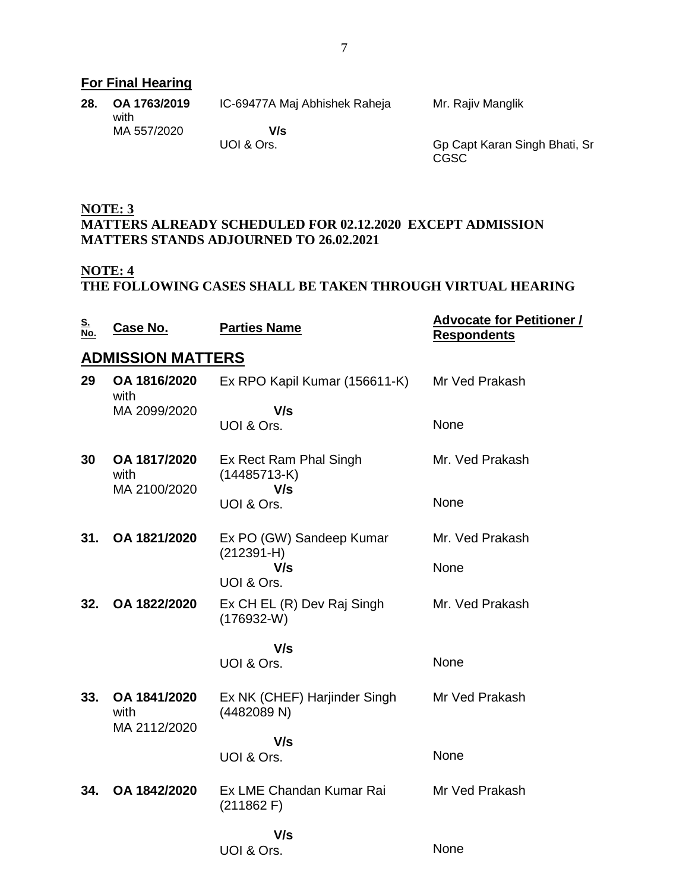## For Final Hearing

| | | | |
|---|---|---|---|
| **28.** | **OA 1763/2019** with MA 557/2020 | IC-69477A Maj Abhishek Raheja **V/s** UOI & Ors. | Mr. Rajiv Manglik<br>Gp Capt Karan Singh Bhati, Sr CGSC |

**NOTE: 3**
**MATTERS ALREADY SCHEDULED FOR 02.12.2020 EXCEPT ADMISSION MATTERS STANDS ADJOURNED TO 26.02.2021**

**NOTE: 4**
**THE FOLLOWING CASES SHALL BE TAKEN THROUGH VIRTUAL HEARING**

| S. No. | Case No. | Parties Name | Advocate for Petitioner / Respondents |
|---|---|---|---|
| | **ADMISSION MATTERS** | | |
| **29** | **OA 1816/2020** with MA 2099/2020 | Ex RPO Kapil Kumar (156611-K) **V/s** UOI & Ors. | Mr Ved Prakash<br>None |
| **30** | **OA 1817/2020** with MA 2100/2020 | Ex Rect Ram Phal Singh (14485713-K) **V/s** UOI & Ors. | Mr. Ved Prakash<br>None |
| **31.** | **OA 1821/2020** | Ex PO (GW) Sandeep Kumar (212391-H) **V/s** UOI & Ors. | Mr. Ved Prakash<br>None |
| **32.** | **OA 1822/2020** | Ex CH EL (R) Dev Raj Singh (176932-W) **V/s** UOI & Ors. | Mr. Ved Prakash<br>None |
| **33.** | **OA 1841/2020** with MA 2112/2020 | Ex NK (CHEF) Harjinder Singh (4482089 N) **V/s** UOI & Ors. | Mr Ved Prakash<br>None |
| **34.** | **OA 1842/2020** | Ex LME Chandan Kumar Rai (211862 F) **V/s** UOI & Ors. | Mr Ved Prakash<br>None |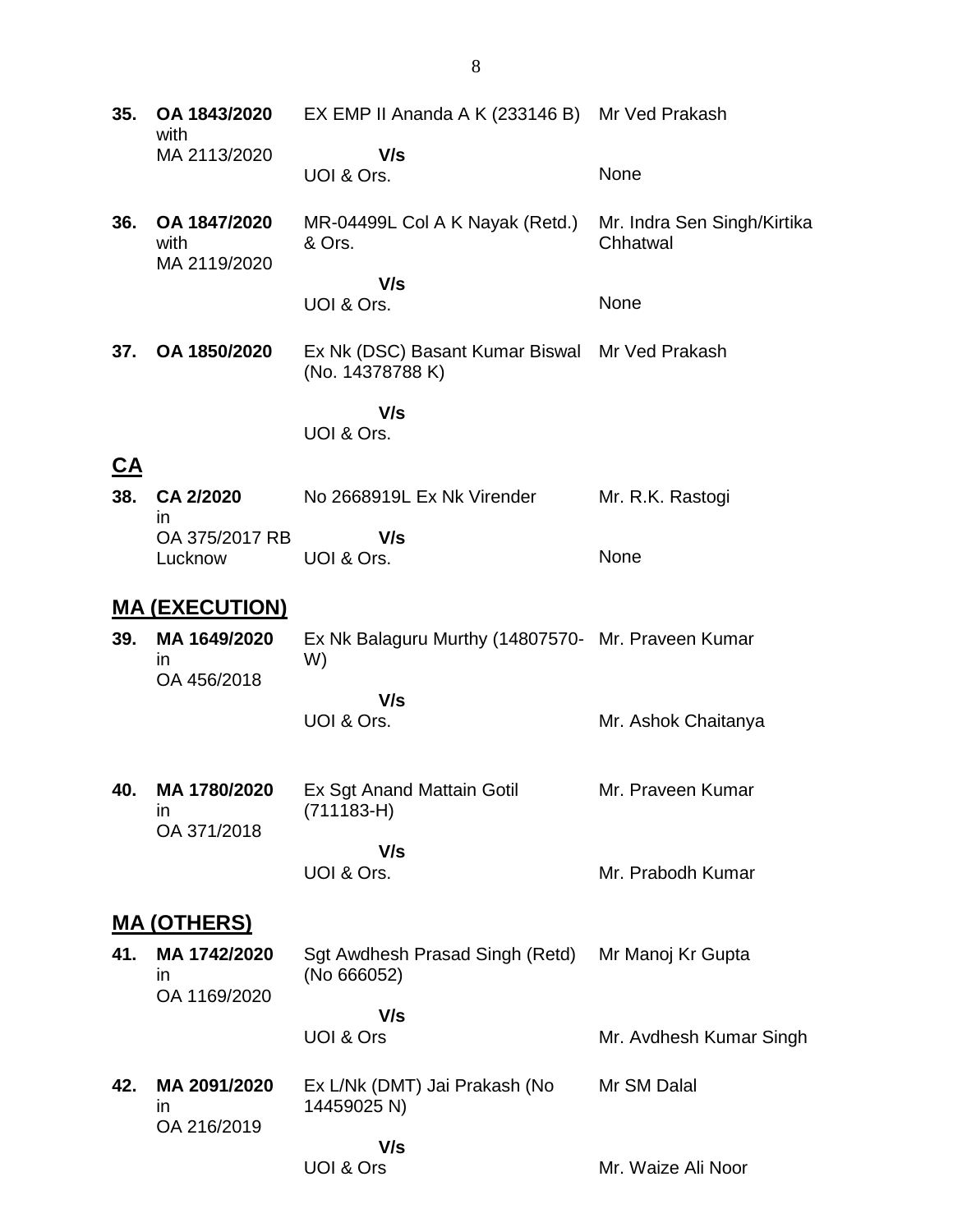| | | | |
|---|---|---|---|
| **35.** | **OA 1843/2020** with MA 2113/2020 | EX EMP II Ananda A K (233146 B) **V/s** UOI & Ors. | Mr Ved Prakash<br><br>None |
| **36.** | **OA 1847/2020** with MA 2119/2020 | MR-04499L Col A K Nayak (Retd.) & Ors. **V/s** UOI & Ors. | Mr. Indra Sen Singh/Kirtika Chhatwal<br><br>None |
| **37.** | **OA 1850/2020** | Ex Nk (DSC) Basant Kumar Biswal (No. 14378788 K) **V/s** UOI & Ors. | Mr Ved Prakash |

## CA

| | | | |
|---|---|---|---|
| **38.** | **CA 2/2020** in OA 375/2017 RB Lucknow | No 2668919L Ex Nk Virender **V/s** UOI & Ors. | Mr. R.K. Rastogi<br><br>None |

## MA (EXECUTION)

| | | | |
|---|---|---|---|
| **39.** | **MA 1649/2020** in OA 456/2018 | Ex Nk Balaguru Murthy (14807570-W) **V/s** UOI & Ors. | Mr. Praveen Kumar<br><br>Mr. Ashok Chaitanya |
| **40.** | **MA 1780/2020** in OA 371/2018 | Ex Sgt Anand Mattain Gotil (711183-H) **V/s** UOI & Ors. | Mr. Praveen Kumar<br><br>Mr. Prabodh Kumar |

## MA (OTHERS)

| | | | |
|---|---|---|---|
| **41.** | **MA 1742/2020** in OA 1169/2020 | Sgt Awdhesh Prasad Singh (Retd) (No 666052) **V/s** UOI & Ors | Mr Manoj Kr Gupta<br><br>Mr. Avdhesh Kumar Singh |
| **42.** | **MA 2091/2020** in OA 216/2019 | Ex L/Nk (DMT) Jai Prakash (No 14459025 N) **V/s** UOI & Ors | Mr SM Dalal<br><br>Mr. Waize Ali Noor |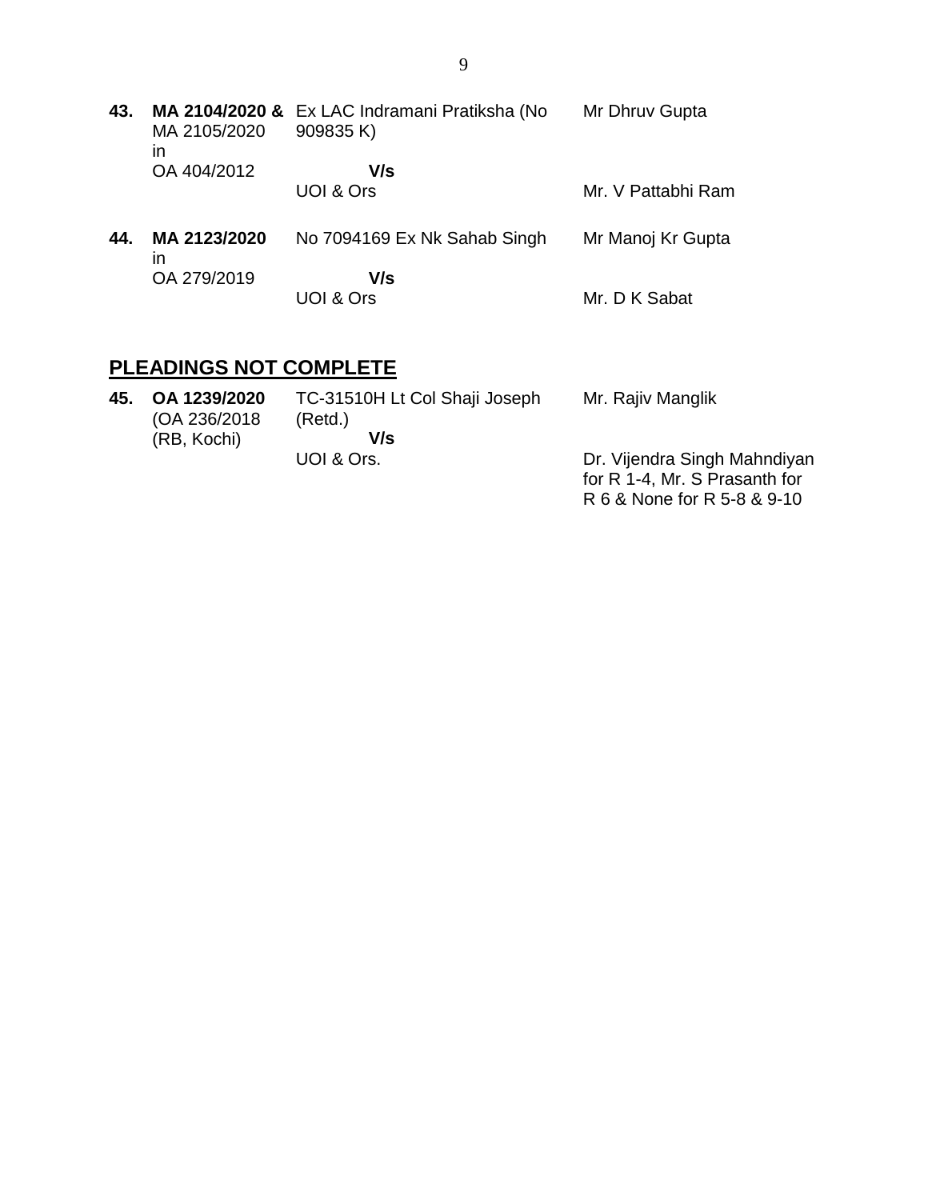| | | | |
|---|---|---|---|
| **43.** | **MA 2104/2020 &** MA 2105/2020 in OA 404/2012 | Ex LAC Indramani Pratiksha (No 909835 K) **V/s** UOI & Ors | Mr Dhruv Gupta<br><br>Mr. V Pattabhi Ram |
| **44.** | **MA 2123/2020** in OA 279/2019 | No 7094169 Ex Nk Sahab Singh **V/s** UOI & Ors | Mr Manoj Kr Gupta<br><br>Mr. D K Sabat |

## **PLEADINGS NOT COMPLETE**

| | | | |
|---|---|---|---|
| **45.** | **OA 1239/2020** (OA 236/2018 (RB, Kochi) | TC-31510H Lt Col Shaji Joseph (Retd.) **V/s** UOI & Ors. | Mr. Rajiv Manglik<br><br>Dr. Vijendra Singh Mahndiyan for R 1-4, Mr. S Prasanth for R 6 & None for R 5-8 & 9-10 |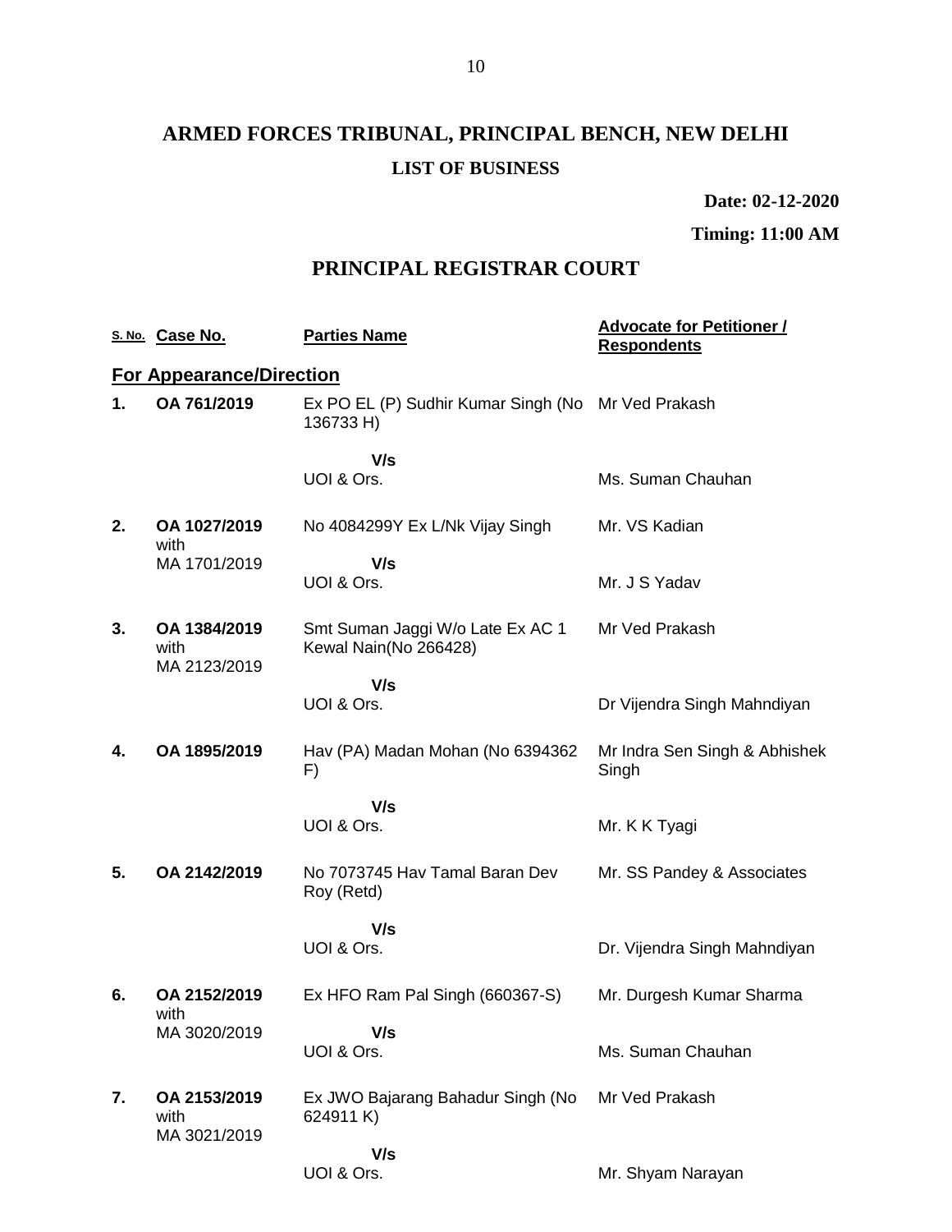# ARMED FORCES TRIBUNAL, PRINCIPAL BENCH, NEW DELHI

### LIST OF BUSINESS

**Date: 02-12-2020**

**Timing: 11:00 AM**

## PRINCIPAL REGISTRAR COURT

| S. No. | Case No. | Parties Name | Advocate for Petitioner / Respondents |
|---|---|---|---|
| **For Appearance/Direction** | | | |
| **1.** | **OA 761/2019** | Ex PO EL (P) Sudhir Kumar Singh (No 136733 H) | Mr Ved Prakash |
| | | V/s | |
| | | UOI & Ors. | Ms. Suman Chauhan |
| **2.** | **OA 1027/2019** with MA 1701/2019 | No 4084299Y Ex L/Nk Vijay Singh | Mr. VS Kadian |
| | | V/s | |
| | | UOI & Ors. | Mr. J S Yadav |
| **3.** | **OA 1384/2019** with MA 2123/2019 | Smt Suman Jaggi W/o Late Ex AC 1 Kewal Nain(No 266428) | Mr Ved Prakash |
| | | V/s | |
| | | UOI & Ors. | Dr Vijendra Singh Mahndiyan |
| **4.** | **OA 1895/2019** | Hav (PA) Madan Mohan (No 6394362 F) | Mr Indra Sen Singh & Abhishek Singh |
| | | V/s | |
| | | UOI & Ors. | Mr. K K Tyagi |
| **5.** | **OA 2142/2019** | No 7073745 Hav Tamal Baran Dev Roy (Retd) | Mr. SS Pandey & Associates |
| | | V/s | |
| | | UOI & Ors. | Dr. Vijendra Singh Mahndiyan |
| **6.** | **OA 2152/2019** with MA 3020/2019 | Ex HFO Ram Pal Singh (660367-S) | Mr. Durgesh Kumar Sharma |
| | | V/s | |
| | | UOI & Ors. | Ms. Suman Chauhan |
| **7.** | **OA 2153/2019** with MA 3021/2019 | Ex JWO Bajarang Bahadur Singh (No 624911 K) | Mr Ved Prakash |
| | | V/s | |
| | | UOI & Ors. | Mr. Shyam Narayan |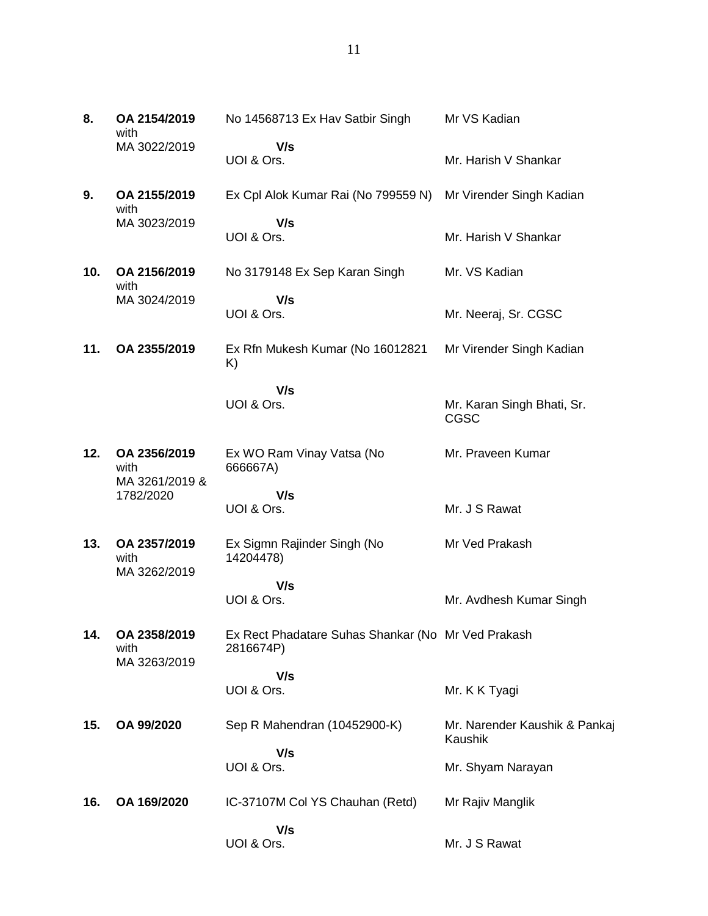| | | | |
|---|---|---|---|
| **8.** | **OA 2154/2019** with MA 3022/2019 | No 14568713 Ex Hav Satbir Singh **V/s** UOI & Ors. | Mr VS Kadian<br><br>Mr. Harish V Shankar |
| **9.** | **OA 2155/2019** with MA 3023/2019 | Ex Cpl Alok Kumar Rai (No 799559 N) **V/s** UOI & Ors. | Mr Virender Singh Kadian<br><br>Mr. Harish V Shankar |
| **10.** | **OA 2156/2019** with MA 3024/2019 | No 3179148 Ex Sep Karan Singh **V/s** UOI & Ors. | Mr. VS Kadian<br><br>Mr. Neeraj, Sr. CGSC |
| **11.** | **OA 2355/2019** | Ex Rfn Mukesh Kumar (No 16012821 K) **V/s** UOI & Ors. | Mr Virender Singh Kadian<br><br>Mr. Karan Singh Bhati, Sr. CGSC |
| **12.** | **OA 2356/2019** with MA 3261/2019 & 1782/2020 | Ex WO Ram Vinay Vatsa (No 666667A) **V/s** UOI & Ors. | Mr. Praveen Kumar<br><br>Mr. J S Rawat |
| **13.** | **OA 2357/2019** with MA 3262/2019 | Ex Sigmn Rajinder Singh (No 14204478) **V/s** UOI & Ors. | Mr Ved Prakash<br><br>Mr. Avdhesh Kumar Singh |
| **14.** | **OA 2358/2019** with MA 3263/2019 | Ex Rect Phadatare Suhas Shankar (No 2816674P) **V/s** UOI & Ors. | Mr Ved Prakash<br><br>Mr. K K Tyagi |
| **15.** | **OA 99/2020** | Sep R Mahendran (10452900-K) **V/s** UOI & Ors. | Mr. Narender Kaushik & Pankaj Kaushik<br><br>Mr. Shyam Narayan |
| **16.** | **OA 169/2020** | IC-37107M Col YS Chauhan (Retd) **V/s** UOI & Ors. | Mr Rajiv Manglik<br><br>Mr. J S Rawat |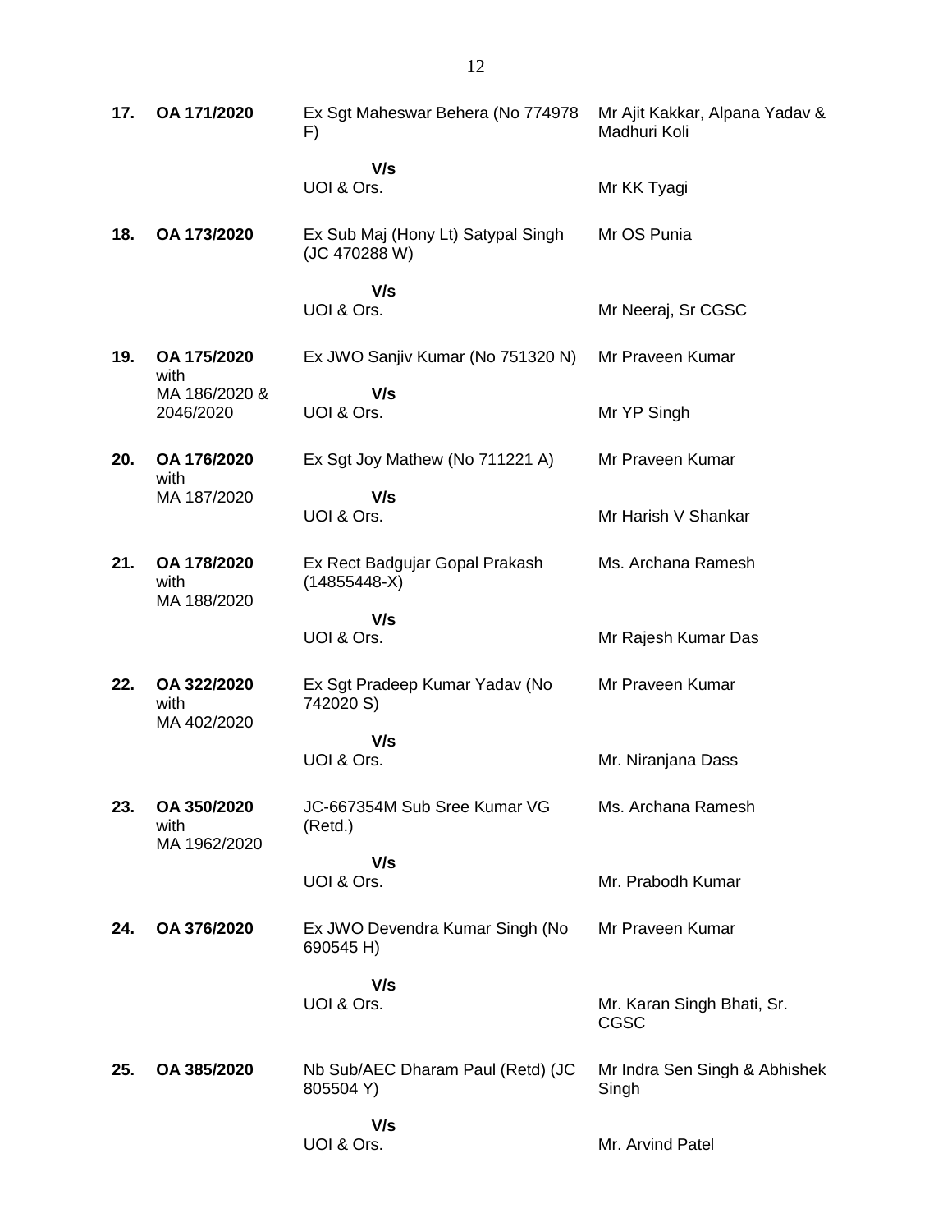| | | | |
|---|---|---|---|
| **17.** | **OA 171/2020** | Ex Sgt Maheswar Behera (No 774978 F)<br><br>**V/s**<br>UOI & Ors. | Mr Ajit Kakkar, Alpana Yadav & Madhuri Koli<br><br>Mr KK Tyagi |
| **18.** | **OA 173/2020** | Ex Sub Maj (Hony Lt) Satypal Singh (JC 470288 W)<br><br>**V/s**<br>UOI & Ors. | Mr OS Punia<br><br>Mr Neeraj, Sr CGSC |
| **19.** | **OA 175/2020** with MA 186/2020 & 2046/2020 | Ex JWO Sanjiv Kumar (No 751320 N)<br><br>**V/s**<br>UOI & Ors. | Mr Praveen Kumar<br><br>Mr YP Singh |
| **20.** | **OA 176/2020** with MA 187/2020 | Ex Sgt Joy Mathew (No 711221 A)<br><br>**V/s**<br>UOI & Ors. | Mr Praveen Kumar<br><br>Mr Harish V Shankar |
| **21.** | **OA 178/2020** with MA 188/2020 | Ex Rect Badgujar Gopal Prakash (14855448-X)<br><br>**V/s**<br>UOI & Ors. | Ms. Archana Ramesh<br><br>Mr Rajesh Kumar Das |
| **22.** | **OA 322/2020** with MA 402/2020 | Ex Sgt Pradeep Kumar Yadav (No 742020 S)<br><br>**V/s**<br>UOI & Ors. | Mr Praveen Kumar<br><br>Mr. Niranjana Dass |
| **23.** | **OA 350/2020** with MA 1962/2020 | JC-667354M Sub Sree Kumar VG (Retd.)<br><br>**V/s**<br>UOI & Ors. | Ms. Archana Ramesh<br><br>Mr. Prabodh Kumar |
| **24.** | **OA 376/2020** | Ex JWO Devendra Kumar Singh (No 690545 H)<br><br>**V/s**<br>UOI & Ors. | Mr Praveen Kumar<br><br>Mr. Karan Singh Bhati, Sr. CGSC |
| **25.** | **OA 385/2020** | Nb Sub/AEC Dharam Paul (Retd) (JC 805504 Y)<br><br>**V/s**<br>UOI & Ors. | Mr Indra Sen Singh & Abhishek Singh<br><br>Mr. Arvind Patel |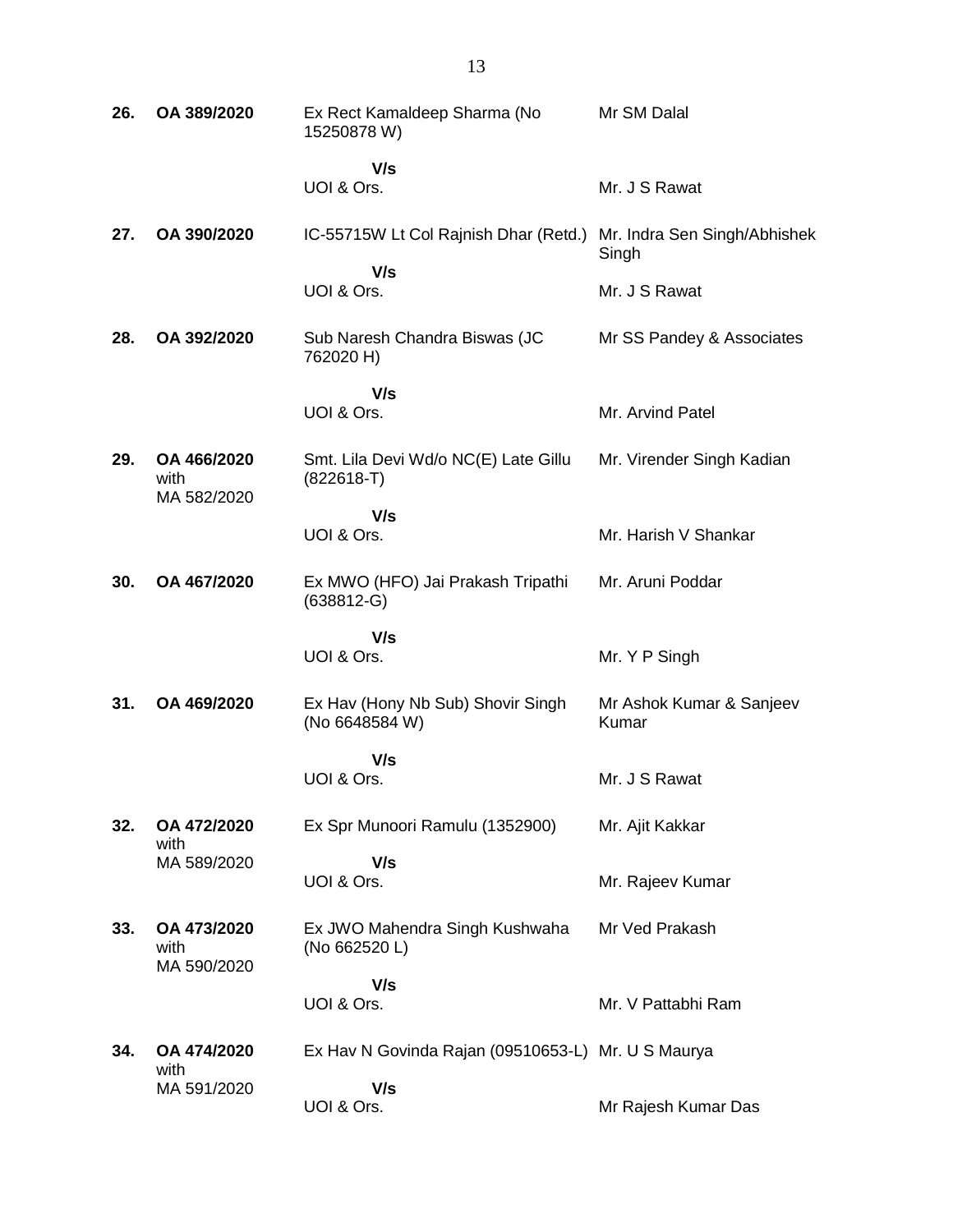| | | | |
|---|---|---|---|
| **26.** | **OA 389/2020** | Ex Rect Kamaldeep Sharma (No 15250878 W)<br><br>**V/s**<br>UOI & Ors. | Mr SM Dalal<br><br><br>Mr. J S Rawat |
| **27.** | **OA 390/2020** | IC-55715W Lt Col Rajnish Dhar (Retd.)<br><br>**V/s**<br>UOI & Ors. | Mr. Indra Sen Singh/Abhishek Singh<br><br>Mr. J S Rawat |
| **28.** | **OA 392/2020** | Sub Naresh Chandra Biswas (JC 762020 H)<br><br>**V/s**<br>UOI & Ors. | Mr SS Pandey & Associates<br><br><br>Mr. Arvind Patel |
| **29.** | **OA 466/2020** with MA 582/2020 | Smt. Lila Devi Wd/o NC(E) Late Gillu (822618-T)<br><br>**V/s**<br>UOI & Ors. | Mr. Virender Singh Kadian<br><br><br>Mr. Harish V Shankar |
| **30.** | **OA 467/2020** | Ex MWO (HFO) Jai Prakash Tripathi (638812-G)<br><br>**V/s**<br>UOI & Ors. | Mr. Aruni Poddar<br><br><br>Mr. Y P Singh |
| **31.** | **OA 469/2020** | Ex Hav (Hony Nb Sub) Shovir Singh (No 6648584 W)<br><br>**V/s**<br>UOI & Ors. | Mr Ashok Kumar & Sanjeev Kumar<br><br><br>Mr. J S Rawat |
| **32.** | **OA 472/2020** with MA 589/2020 | Ex Spr Munoori Ramulu (1352900)<br><br>**V/s**<br>UOI & Ors. | Mr. Ajit Kakkar<br><br><br>Mr. Rajeev Kumar |
| **33.** | **OA 473/2020** with MA 590/2020 | Ex JWO Mahendra Singh Kushwaha (No 662520 L)<br><br>**V/s**<br>UOI & Ors. | Mr Ved Prakash<br><br><br>Mr. V Pattabhi Ram |
| **34.** | **OA 474/2020** with MA 591/2020 | Ex Hav N Govinda Rajan (09510653-L)<br><br>**V/s**<br>UOI & Ors. | Mr. U S Maurya<br><br><br>Mr Rajesh Kumar Das |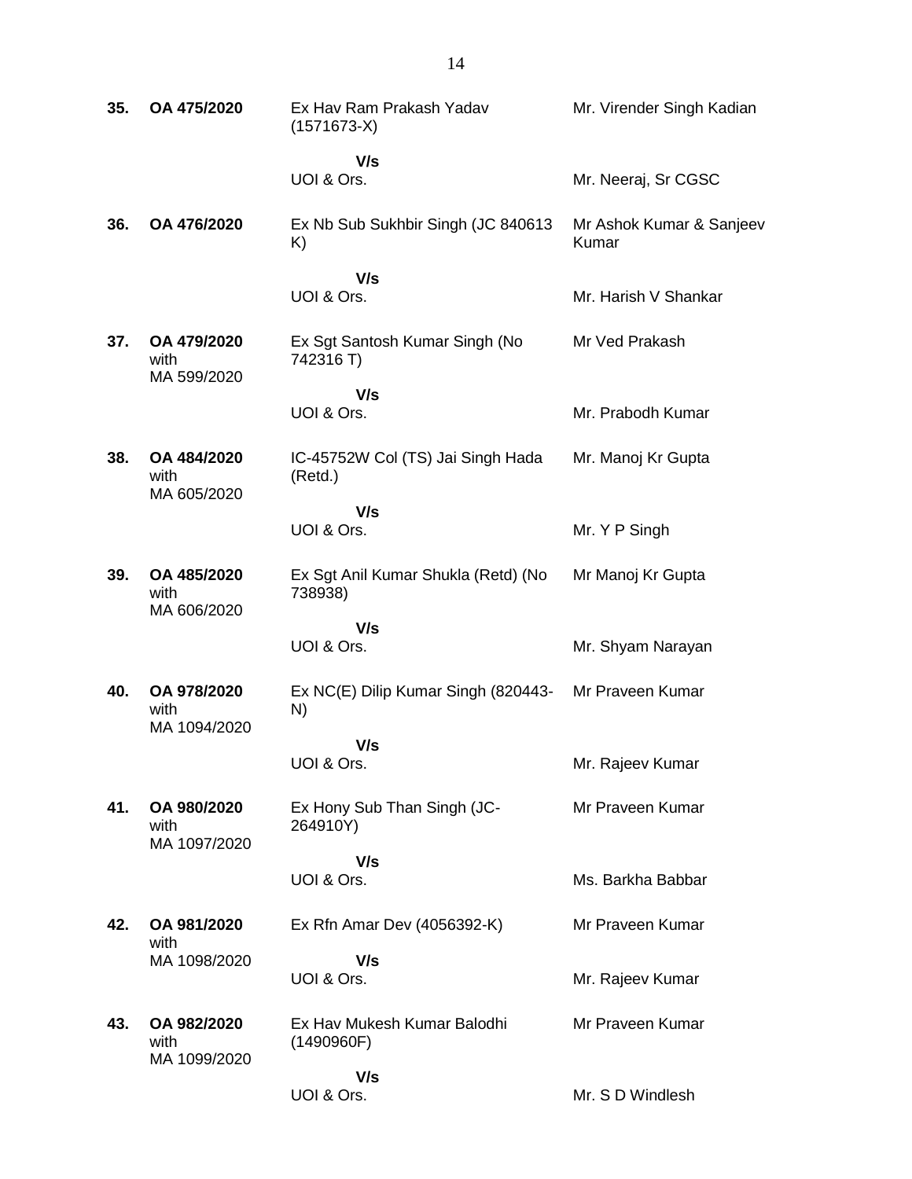| | | | |
|---|---|---|---|
| **35.** | **OA 475/2020** | Ex Hav Ram Prakash Yadav (1571673-X)<br><br>**V/s**<br>UOI & Ors. | Mr. Virender Singh Kadian<br><br><br>Mr. Neeraj, Sr CGSC |
| **36.** | **OA 476/2020** | Ex Nb Sub Sukhbir Singh (JC 840613 K)<br><br>**V/s**<br>UOI & Ors. | Mr Ashok Kumar & Sanjeev Kumar<br><br><br>Mr. Harish V Shankar |
| **37.** | **OA 479/2020** with MA 599/2020 | Ex Sgt Santosh Kumar Singh (No 742316 T)<br><br>**V/s**<br>UOI & Ors. | Mr Ved Prakash<br><br><br>Mr. Prabodh Kumar |
| **38.** | **OA 484/2020** with MA 605/2020 | IC-45752W Col (TS) Jai Singh Hada (Retd.)<br><br>**V/s**<br>UOI & Ors. | Mr. Manoj Kr Gupta<br><br><br>Mr. Y P Singh |
| **39.** | **OA 485/2020** with MA 606/2020 | Ex Sgt Anil Kumar Shukla (Retd) (No 738938)<br><br>**V/s**<br>UOI & Ors. | Mr Manoj Kr Gupta<br><br><br>Mr. Shyam Narayan |
| **40.** | **OA 978/2020** with MA 1094/2020 | Ex NC(E) Dilip Kumar Singh (820443-N)<br><br>**V/s**<br>UOI & Ors. | Mr Praveen Kumar<br><br><br>Mr. Rajeev Kumar |
| **41.** | **OA 980/2020** with MA 1097/2020 | Ex Hony Sub Than Singh (JC-264910Y)<br><br>**V/s**<br>UOI & Ors. | Mr Praveen Kumar<br><br><br>Ms. Barkha Babbar |
| **42.** | **OA 981/2020** with MA 1098/2020 | Ex Rfn Amar Dev (4056392-K)<br><br>**V/s**<br>UOI & Ors. | Mr Praveen Kumar<br><br>Mr. Rajeev Kumar |
| **43.** | **OA 982/2020** with MA 1099/2020 | Ex Hav Mukesh Kumar Balodhi (1490960F)<br><br>**V/s**<br>UOI & Ors. | Mr Praveen Kumar<br><br><br>Mr. S D Windlesh |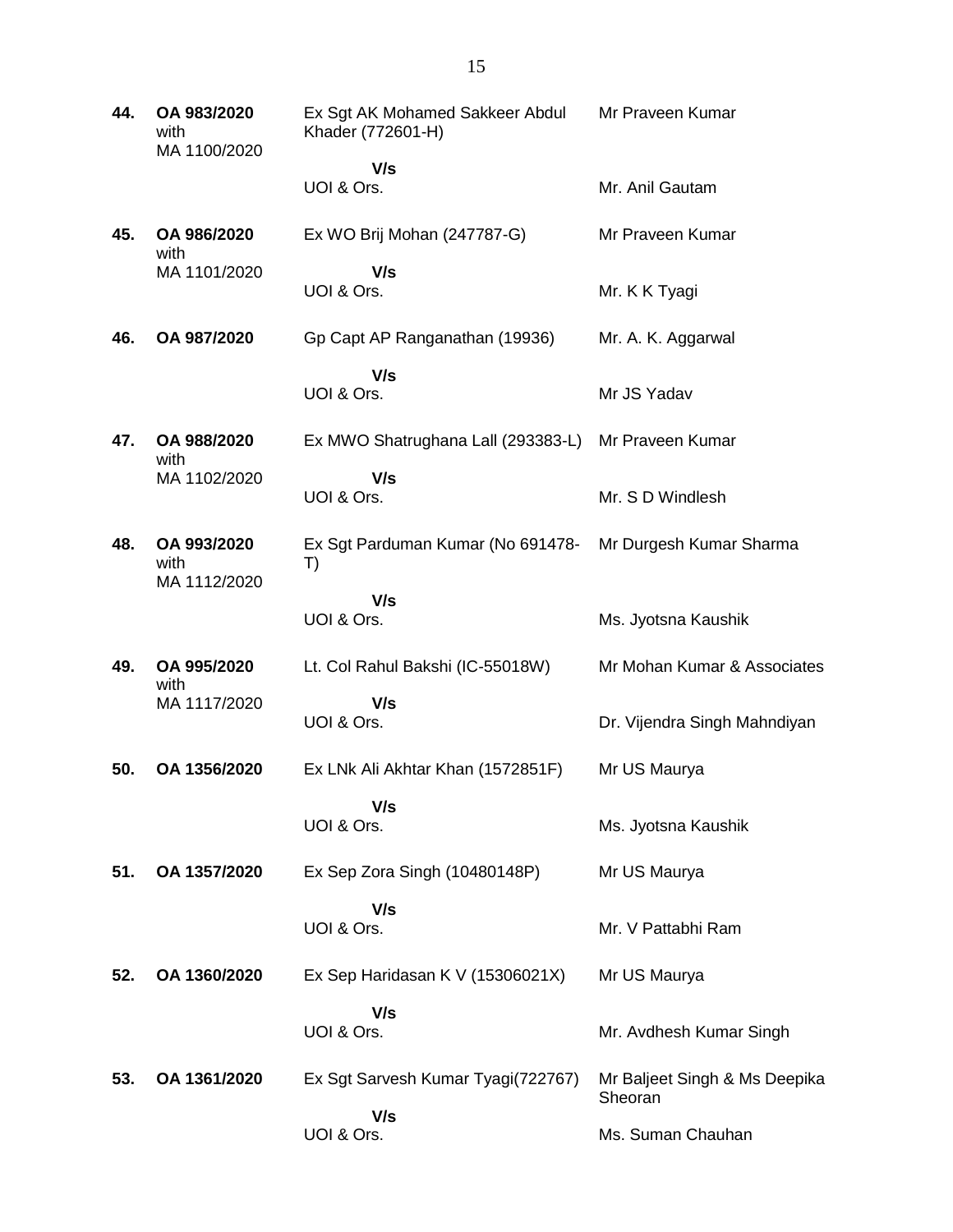| | | | |
|---|---|---|---|
| **44.** | **OA 983/2020** with MA 1100/2020 | Ex Sgt AK Mohamed Sakkeer Abdul Khader (772601-H) **V/s** UOI & Ors. | Mr Praveen Kumar<br><br>Mr. Anil Gautam |
| **45.** | **OA 986/2020** with MA 1101/2020 | Ex WO Brij Mohan (247787-G) **V/s** UOI & Ors. | Mr Praveen Kumar<br><br>Mr. K K Tyagi |
| **46.** | **OA 987/2020** | Gp Capt AP Ranganathan (19936) **V/s** UOI & Ors. | Mr. A. K. Aggarwal<br><br>Mr JS Yadav |
| **47.** | **OA 988/2020** with MA 1102/2020 | Ex MWO Shatrughana Lall (293383-L) **V/s** UOI & Ors. | Mr Praveen Kumar<br><br>Mr. S D Windlesh |
| **48.** | **OA 993/2020** with MA 1112/2020 | Ex Sgt Parduman Kumar (No 691478-T) **V/s** UOI & Ors. | Mr Durgesh Kumar Sharma<br><br>Ms. Jyotsna Kaushik |
| **49.** | **OA 995/2020** with MA 1117/2020 | Lt. Col Rahul Bakshi (IC-55018W) **V/s** UOI & Ors. | Mr Mohan Kumar & Associates<br><br>Dr. Vijendra Singh Mahndiyan |
| **50.** | **OA 1356/2020** | Ex LNk Ali Akhtar Khan (1572851F) **V/s** UOI & Ors. | Mr US Maurya<br><br>Ms. Jyotsna Kaushik |
| **51.** | **OA 1357/2020** | Ex Sep Zora Singh (10480148P) **V/s** UOI & Ors. | Mr US Maurya<br><br>Mr. V Pattabhi Ram |
| **52.** | **OA 1360/2020** | Ex Sep Haridasan K V (15306021X) **V/s** UOI & Ors. | Mr US Maurya<br><br>Mr. Avdhesh Kumar Singh |
| **53.** | **OA 1361/2020** | Ex Sgt Sarvesh Kumar Tyagi(722767) **V/s** UOI & Ors. | Mr Baljeet Singh & Ms Deepika Sheoran<br><br>Ms. Suman Chauhan |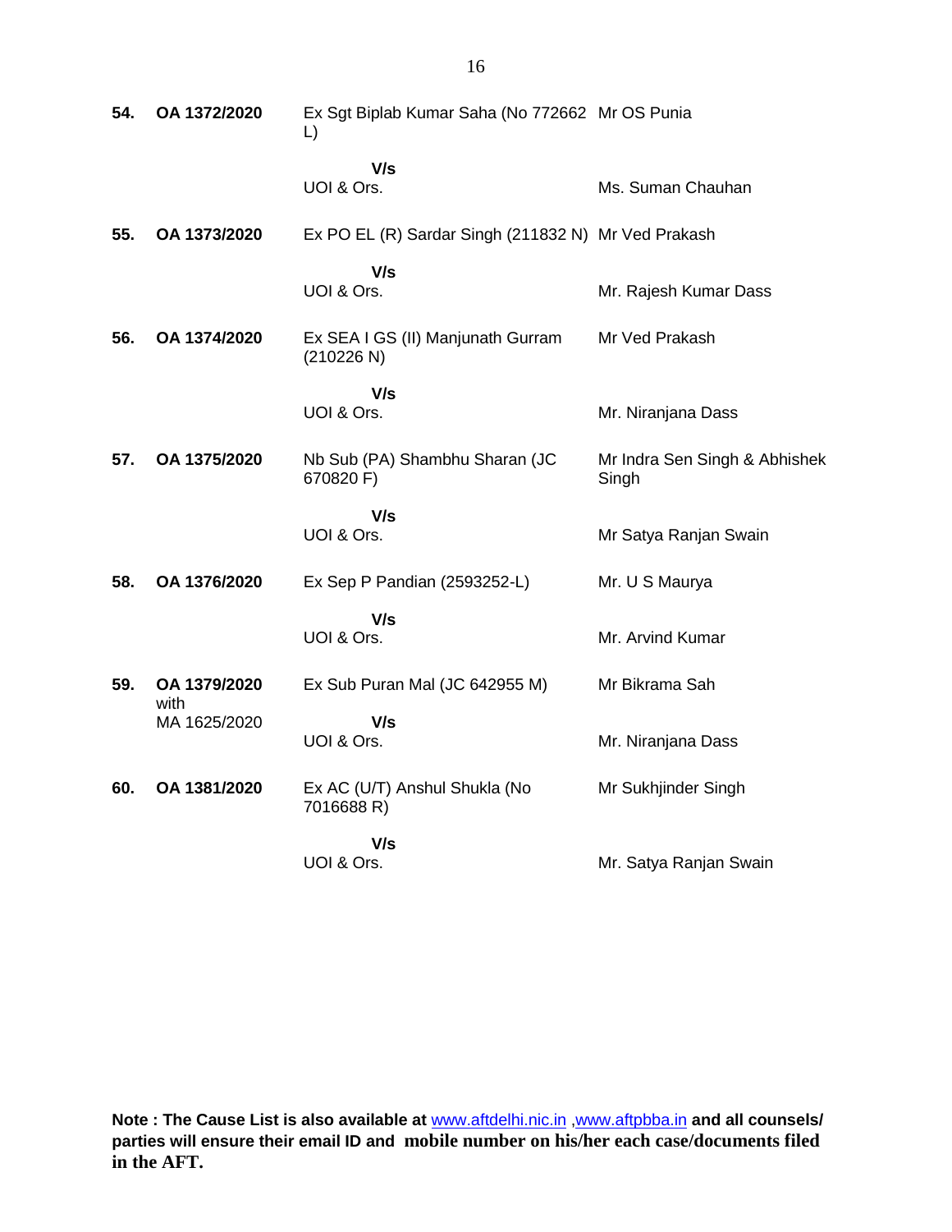| | | | |
|---|---|---|---|
| **54.** | **OA 1372/2020** | Ex Sgt Biplab Kumar Saha (No 772662 L)<br><br>**V/s**<br>UOI & Ors. | Mr OS Punia<br><br><br>Ms. Suman Chauhan |
| **55.** | **OA 1373/2020** | Ex PO EL (R) Sardar Singh (211832 N)<br><br>**V/s**<br>UOI & Ors. | Mr Ved Prakash<br><br><br>Mr. Rajesh Kumar Dass |
| **56.** | **OA 1374/2020** | Ex SEA I GS (II) Manjunath Gurram (210226 N)<br><br>**V/s**<br>UOI & Ors. | Mr Ved Prakash<br><br><br>Mr. Niranjana Dass |
| **57.** | **OA 1375/2020** | Nb Sub (PA) Shambhu Sharan (JC 670820 F)<br><br>**V/s**<br>UOI & Ors. | Mr Indra Sen Singh & Abhishek Singh<br><br><br>Mr Satya Ranjan Swain |
| **58.** | **OA 1376/2020** | Ex Sep P Pandian (2593252-L)<br><br>**V/s**<br>UOI & Ors. | Mr. U S Maurya<br><br><br>Mr. Arvind Kumar |
| **59.** | **OA 1379/2020** with MA 1625/2020 | Ex Sub Puran Mal (JC 642955 M)<br><br>**V/s**<br>UOI & Ors. | Mr Bikrama Sah<br><br><br>Mr. Niranjana Dass |
| **60.** | **OA 1381/2020** | Ex AC (U/T) Anshul Shukla (No 7016688 R)<br><br>**V/s**<br>UOI & Ors. | Mr Sukhjinder Singh<br><br><br>Mr. Satya Ranjan Swain |

**Note : The Cause List is also available at** www.aftdelhi.nic.in ,www.aftpbba.in **and all counsels/ parties will ensure their email ID and mobile number on his/her each case/documents filed in the AFT.**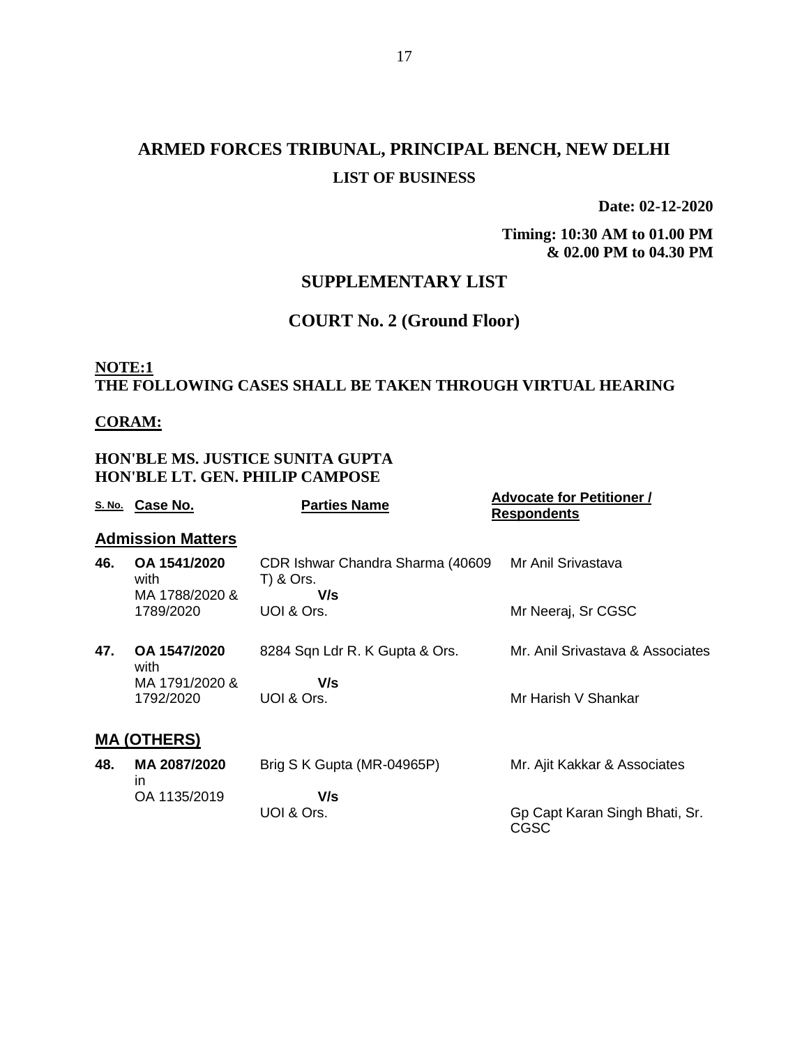# ARMED FORCES TRIBUNAL, PRINCIPAL BENCH, NEW DELHI

## LIST OF BUSINESS

**Date: 02-12-2020**

**Timing: 10:30 AM to 01.00 PM & 02.00 PM to 04.30 PM**

## SUPPLEMENTARY LIST

## COURT No. 2 (Ground Floor)

**NOTE:1**
**THE FOLLOWING CASES SHALL BE TAKEN THROUGH VIRTUAL HEARING**

**CORAM:**

**HON'BLE MS. JUSTICE SUNITA GUPTA**
**HON'BLE LT. GEN. PHILIP CAMPOSE**

| S. No. | Case No. | Parties Name | Advocate for Petitioner / Respondents |
|---|---|---|---|
| **Admission Matters** | | | |
| **46.** | **OA 1541/2020** with MA 1788/2020 & 1789/2020 | CDR Ishwar Chandra Sharma (40609 T) & Ors. **V/s** UOI & Ors. | Mr Anil Srivastava<br>Mr Neeraj, Sr CGSC |
| **47.** | **OA 1547/2020** with MA 1791/2020 & 1792/2020 | 8284 Sqn Ldr R. K Gupta & Ors. **V/s** UOI & Ors. | Mr. Anil Srivastava & Associates<br>Mr Harish V Shankar |
| **MA (OTHERS)** | | | |
| **48.** | **MA 2087/2020** in OA 1135/2019 | Brig S K Gupta (MR-04965P) **V/s** UOI & Ors. | Mr. Ajit Kakkar & Associates<br>Gp Capt Karan Singh Bhati, Sr. CGSC |